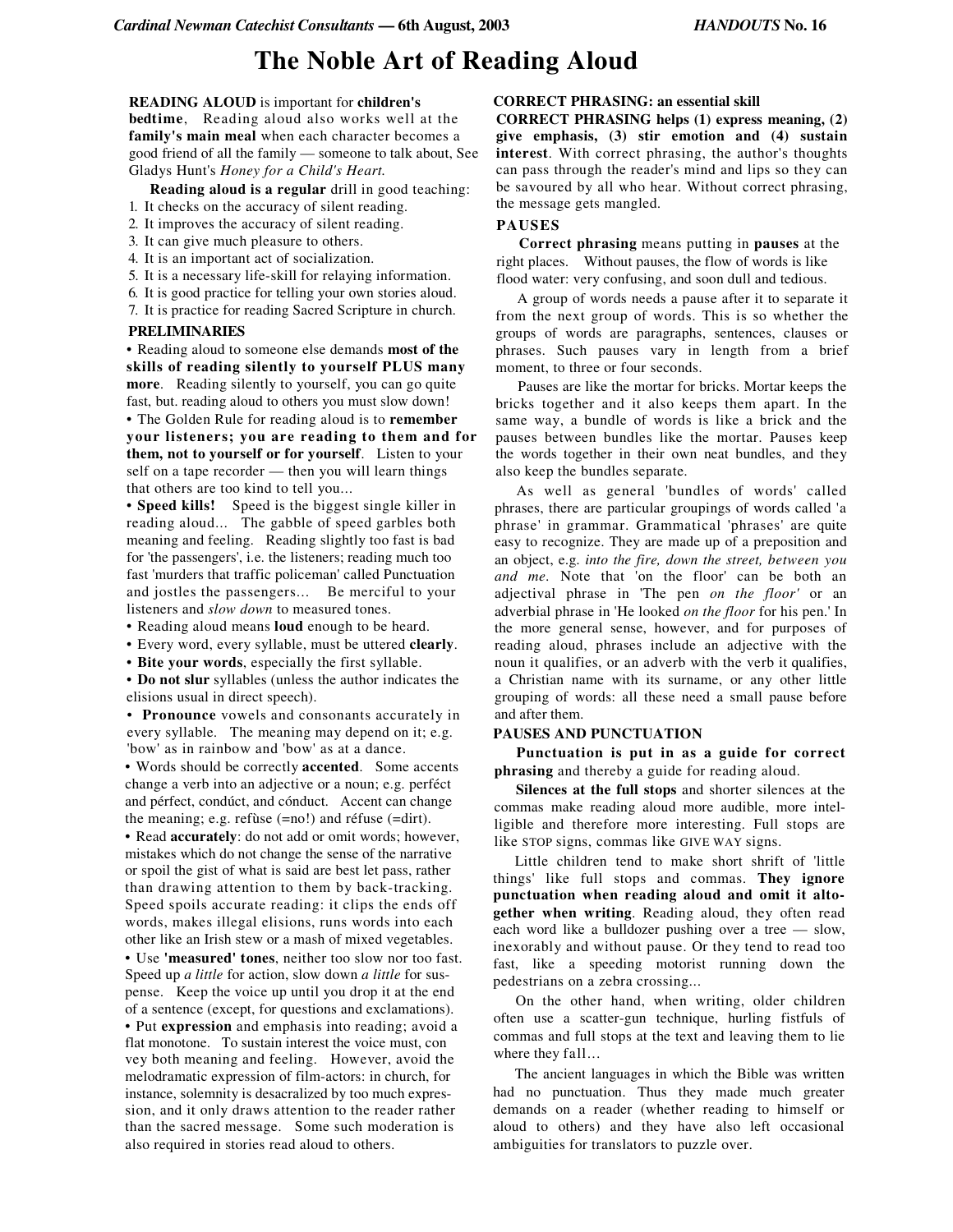# The Noble Art of Reading Aloud

**READING ALOUD** is important for **children's bedtime**. Reading aloud also works well at the **family's main meal** when each character becomes a good friend of all the family — someone to talk about, See Gladys Hunt's *Honey for a Child's Heart.*

**Reading aloud is a regular** drill in good teaching:

1. It checks on the accuracy of silent reading.
2. It improves the accuracy of silent reading.
3. It can give much pleasure to others.
4. It is an important act of socialization.
5. It is a necessary life-skill for relaying information.
6. It is good practice for telling your own stories aloud.
7. It is practice for reading Sacred Scripture in church.

## PRELIMINARIES

- Reading aloud to someone else demands **most of the skills of reading silently to yourself PLUS many more**. Reading silently to yourself, you can go quite fast, but. reading aloud to others you must slow down!
- The Golden Rule for reading aloud is to **remember your listeners; you are reading to them and for them, not to yourself or for yourself**. Listen to your self on a tape recorder — then you will learn things that others are too kind to tell you...
- **Speed kills!** Speed is the biggest single killer in reading aloud... The gabble of speed garbles both meaning and feeling. Reading slightly too fast is bad for 'the passengers', i.e. the listeners; reading much too fast 'murders that traffic policeman' called Punctuation and jostles the passengers... Be merciful to your listeners and *slow down* to measured tones.
- Reading aloud means **loud** enough to be heard.
- Every word, every syllable, must be uttered **clearly**.
- **Bite your words**, especially the first syllable.
- **Do not slur** syllables (unless the author indicates the elisions usual in direct speech).
- **Pronounce** vowels and consonants accurately in every syllable. The meaning may depend on it; e.g. 'bow' as in rainbow and 'bow' as at a dance.
- Words should be correctly **accented**. Some accents change a verb into an adjective or a noun; e.g. perféct and pérfect, condúct, and cónduct. Accent can change the meaning; e.g. refùse (=no!) and réfuse (=dirt).
- Read **accurately**: do not add or omit words; however, mistakes which do not change the sense of the narrative or spoil the gist of what is said are best let pass, rather than drawing attention to them by back-tracking. Speed spoils accurate reading: it clips the ends off words, makes illegal elisions, runs words into each other like an Irish stew or a mash of mixed vegetables.
- Use **'measured' tones**, neither too slow nor too fast. Speed up *a little* for action, slow down *a little* for suspense. Keep the voice up until you drop it at the end of a sentence (except, for questions and exclamations).
- Put **expression** and emphasis into reading; avoid a flat monotone. To sustain interest the voice must, convey both meaning and feeling. However, avoid the melodramatic expression of film-actors: in church, for instance, solemnity is desacralized by too much expression, and it only draws attention to the reader rather than the sacred message. Some such moderation is also required in stories read aloud to others.

## CORRECT PHRASING: an essential skill

**CORRECT PHRASING helps (1) express meaning, (2) give emphasis, (3) stir emotion and (4) sustain interest**. With correct phrasing, the author's thoughts can pass through the reader's mind and lips so they can be savoured by all who hear. Without correct phrasing, the message gets mangled.

## PAUSES

**Correct phrasing** means putting in **pauses** at the right places. Without pauses, the flow of words is like flood water: very confusing, and soon dull and tedious.

A group of words needs a pause after it to separate it from the next group of words. This is so whether the groups of words are paragraphs, sentences, clauses or phrases. Such pauses vary in length from a brief moment, to three or four seconds.

Pauses are like the mortar for bricks. Mortar keeps the bricks together and it also keeps them apart. In the same way, a bundle of words is like a brick and the pauses between bundles like the mortar. Pauses keep the words together in their own neat bundles, and they also keep the bundles separate.

As well as general 'bundles of words' called phrases, there are particular groupings of words called 'a phrase' in grammar. Grammatical 'phrases' are quite easy to recognize. They are made up of a preposition and an object, e.g. *into the fire, down the street, between you and me*. Note that 'on the floor' can be both an adjectival phrase in 'The pen *on the floor*' or an adverbial phrase in 'He looked *on the floor* for his pen.' In the more general sense, however, and for purposes of reading aloud, phrases include an adjective with the noun it qualifies, or an adverb with the verb it qualifies, a Christian name with its surname, or any other little grouping of words: all these need a small pause before and after them.

## PAUSES AND PUNCTUATION

**Punctuation is put in as a guide for correct phrasing** and thereby a guide for reading aloud.

**Silences at the full stops** and shorter silences at the commas make reading aloud more audible, more intelligible and therefore more interesting. Full stops are like STOP signs, commas like GIVE WAY signs.

Little children tend to make short shrift of 'little things' like full stops and commas. **They ignore punctuation when reading aloud and omit it altogether when writing**. Reading aloud, they often read each word like a bulldozer pushing over a tree — slow, inexorably and without pause. Or they tend to read too fast, like a speeding motorist running down the pedestrians on a zebra crossing...

On the other hand, when writing, older children often use a scatter-gun technique, hurling fistfuls of commas and full stops at the text and leaving them to lie where they fall…

The ancient languages in which the Bible was written had no punctuation. Thus they made much greater demands on a reader (whether reading to himself or aloud to others) and they have also left occasional ambiguities for translators to puzzle over.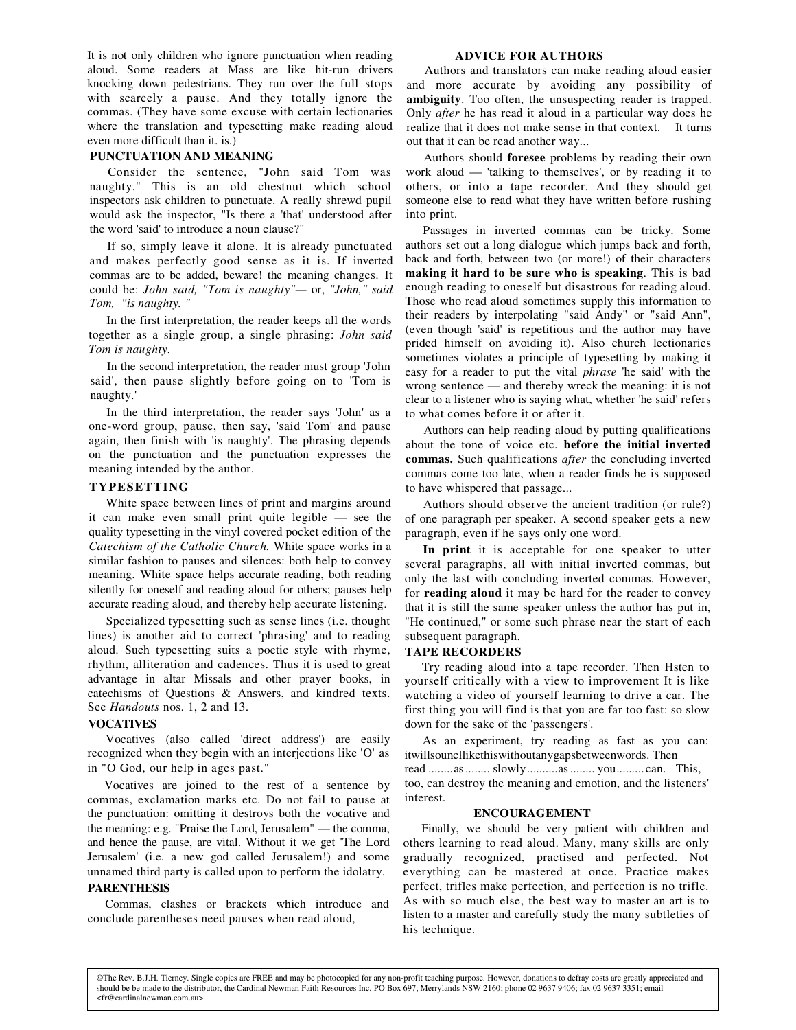It is not only children who ignore punctuation when reading aloud. Some readers at Mass are like hit-run drivers knocking down pedestrians. They run over the full stops with scarcely a pause. And they totally ignore the commas. (They have some excuse with certain lectionaries where the translation and typesetting make reading aloud even more difficult than it. is.)

## PUNCTUATION AND MEANING

Consider the sentence, "John said Tom was naughty." This is an old chestnut which school inspectors ask children to punctuate. A really shrewd pupil would ask the inspector, "Is there a 'that' understood after the word 'said' to introduce a noun clause?"

If so, simply leave it alone. It is already punctuated and makes perfectly good sense as it is. If inverted commas are to be added, beware! the meaning changes. It could be: *John said, "Tom is naughty"*— or, *"John," said Tom, "is naughty. "*

In the first interpretation, the reader keeps all the words together as a single group, a single phrasing: *John said Tom is naughty.*

In the second interpretation, the reader must group 'John said', then pause slightly before going on to 'Tom is naughty.'

In the third interpretation, the reader says 'John' as a one-word group, pause, then say, 'said Tom' and pause again, then finish with 'is naughty'. The phrasing depends on the punctuation and the punctuation expresses the meaning intended by the author.

## TYPESETTING

White space between lines of print and margins around it can make even small print quite legible — see the quality typesetting in the vinyl covered pocket edition of the *Catechism of the Catholic Church.* White space works in a similar fashion to pauses and silences: both help to convey meaning. White space helps accurate reading, both reading silently for oneself and reading aloud for others; pauses help accurate reading aloud, and thereby help accurate listening.

Specialized typesetting such as sense lines (i.e. thought lines) is another aid to correct 'phrasing' and to reading aloud. Such typesetting suits a poetic style with rhyme, rhythm, alliteration and cadences. Thus it is used to great advantage in altar Missals and other prayer books, in catechisms of Questions & Answers, and kindred texts. See *Handouts* nos. 1, 2 and 13.

## VOCATIVES

Vocatives (also called 'direct address') are easily recognized when they begin with an interjections like 'O' as in "O God, our help in ages past."

Vocatives are joined to the rest of a sentence by commas, exclamation marks etc. Do not fail to pause at the punctuation: omitting it destroys both the vocative and the meaning: e.g. "Praise the Lord, Jerusalem" — the comma, and hence the pause, are vital. Without it we get 'The Lord Jerusalem' (i.e. a new god called Jerusalem!) and some unnamed third party is called upon to perform the idolatry.

## PARENTHESIS

Commas, clashes or brackets which introduce and conclude parentheses need pauses when read aloud,

## ADVICE FOR AUTHORS

Authors and translators can make reading aloud easier and more accurate by avoiding any possibility of **ambiguity**. Too often, the unsuspecting reader is trapped. Only *after* he has read it aloud in a particular way does he realize that it does not make sense in that context. It turns out that it can be read another way...

Authors should **foresee** problems by reading their own work aloud — 'talking to themselves', or by reading it to others, or into a tape recorder. And they should get someone else to read what they have written before rushing into print.

Passages in inverted commas can be tricky. Some authors set out a long dialogue which jumps back and forth, back and forth, between two (or more!) of their characters **making it hard to be sure who is speaking**. This is bad enough reading to oneself but disastrous for reading aloud. Those who read aloud sometimes supply this information to their readers by interpolating "said Andy" or "said Ann", (even though 'said' is repetitious and the author may have prided himself on avoiding it). Also church lectionaries sometimes violates a principle of typesetting by making it easy for a reader to put the vital *phrase* 'he said' with the wrong sentence — and thereby wreck the meaning: it is not clear to a listener who is saying what, whether 'he said' refers to what comes before it or after it.

Authors can help reading aloud by putting qualifications about the tone of voice etc. **before the initial inverted commas.** Such qualifications *after* the concluding inverted commas come too late, when a reader finds he is supposed to have whispered that passage...

Authors should observe the ancient tradition (or rule?) of one paragraph per speaker. A second speaker gets a new paragraph, even if he says only one word.

**In print** it is acceptable for one speaker to utter several paragraphs, all with initial inverted commas, but only the last with concluding inverted commas. However, for **reading aloud** it may be hard for the reader to convey that it is still the same speaker unless the author has put in, "He continued," or some such phrase near the start of each subsequent paragraph.

## TAPE RECORDERS

Try reading aloud into a tape recorder. Then Hsten to yourself critically with a view to improvement It is like watching a video of yourself learning to drive a car. The first thing you will find is that you are far too fast: so slow down for the sake of the 'passengers'.

As an experiment, try reading as fast as you can: itwillsouncllikethiswithoutanygapsbetweenwords. Then read ........as........ slowly..........as........ you.........can. This, too, can destroy the meaning and emotion, and the listeners' interest.

## ENCOURAGEMENT

Finally, we should be very patient with children and others learning to read aloud. Many, many skills are only gradually recognized, practised and perfected. Not everything can be mastered at once. Practice makes perfect, trifles make perfection, and perfection is no trifle. As with so much else, the best way to master an art is to listen to a master and carefully study the many subtleties of his technique.

©The Rev. B.J.H. Tierney. Single copies are FREE and may be photocopied for any non-profit teaching purpose. However, donations to defray costs are greatly appreciated and should be be made to the distributor, the Cardinal Newman Faith Resources Inc. PO Box 697, Merrylands NSW 2160; phone 02 9637 9406; fax 02 9637 3351; email <fr@cardinalnewman.com.au>